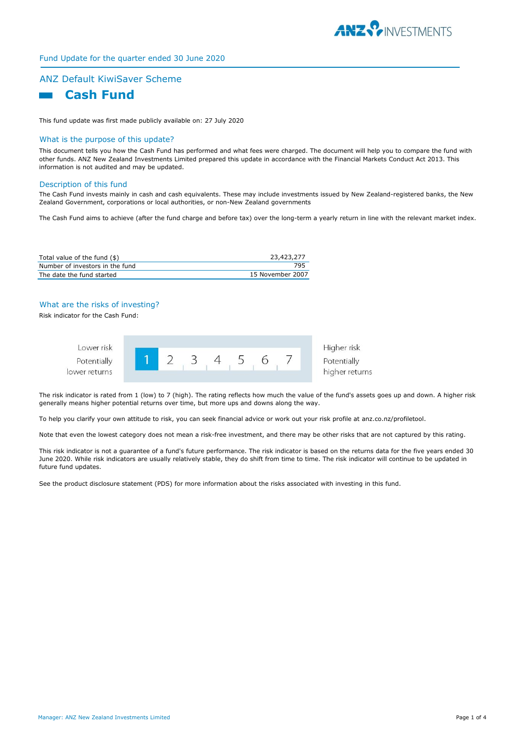Fund Update for the quarter ended 30 June 2020

## ANZ Default KiwiSaver Scheme

# Cash Fund

This fund update was first made publicly available on: 27 July 2020

### What is the purpose of this update?

This document tells you how the Cash Fund has performed and what fees were charged. The document will help you to compare the fund with other funds. ANZ New Zealand Investments Limited prepared this update in accordance with the Financial Markets Conduct Act 2013. This information is not audited and may be updated.

### Description of this fund

The Cash Fund invests mainly in cash and cash equivalents. These may include investments issued by New Zealand-registered banks, the New Zealand Government, corporations or local authorities, or non-New Zealand governments

The Cash Fund aims to achieve (after the fund charge and before tax) over the long-term a yearly return in line with the relevant market index.

| | |
|---|---|
| Total value of the fund ($) | 23,423,277 |
| Number of investors in the fund | 795 |
| The date the fund started | 15 November 2007 |

### What are the risks of investing?

Risk indicator for the Cash Fund:

| Lower risk<br>Potentially lower returns | **1** | 2 | 3 | 4 | 5 | 6 | 7 | Higher risk<br>Potentially higher returns |
|---|---|---|---|---|---|---|---|---|

The risk indicator is rated from 1 (low) to 7 (high). The rating reflects how much the value of the fund's assets goes up and down. A higher risk generally means higher potential returns over time, but more ups and downs along the way.

To help you clarify your own attitude to risk, you can seek financial advice or work out your risk profile at anz.co.nz/profiletool.

Note that even the lowest category does not mean a risk-free investment, and there may be other risks that are not captured by this rating.

This risk indicator is not a guarantee of a fund's future performance. The risk indicator is based on the returns data for the five years ended 30 June 2020. While risk indicators are usually relatively stable, they do shift from time to time. The risk indicator will continue to be updated in future fund updates.

See the product disclosure statement (PDS) for more information about the risks associated with investing in this fund.

Manager: ANZ New Zealand Investments Limited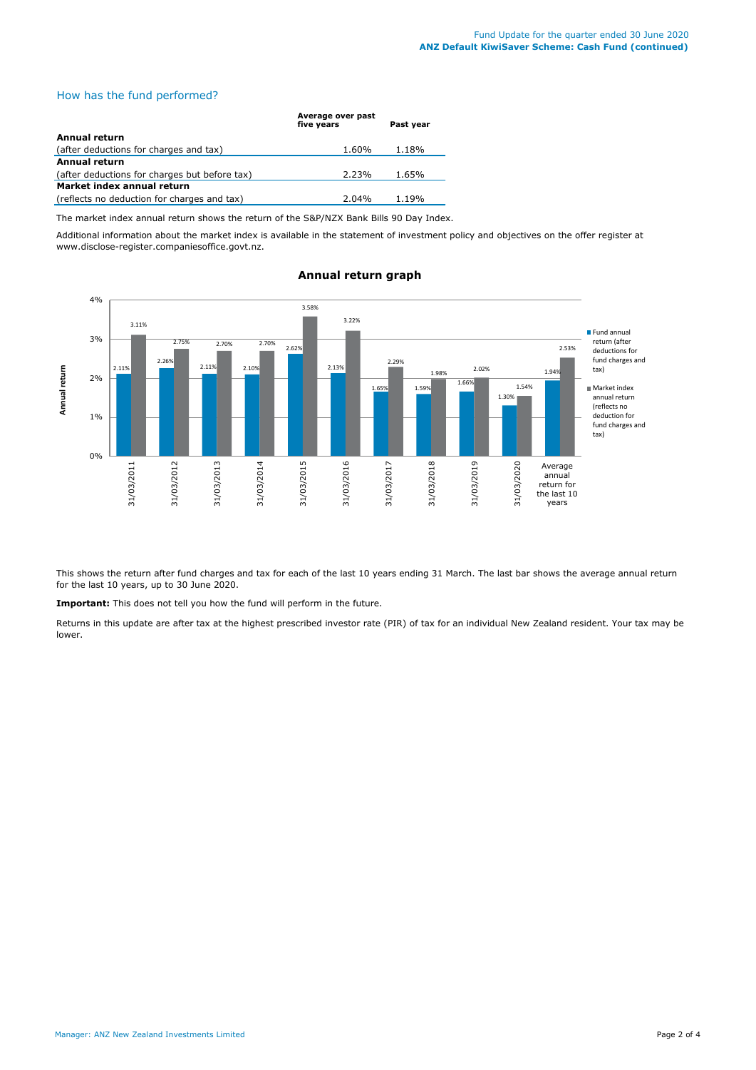## How has the fund performed?

| | Average over past five years | Past year |
|---|---|---|
| **Annual return** | | |
| (after deductions for charges and tax) | 1.60% | 1.18% |
| **Annual return** | | |
| (after deductions for charges but before tax) | 2.23% | 1.65% |
| **Market index annual return** | | |
| (reflects no deduction for charges and tax) | 2.04% | 1.19% |

The market index annual return shows the return of the S&P/NZX Bank Bills 90 Day Index.

Additional information about the market index is available in the statement of investment policy and objectives on the offer register at www.disclose-register.companiesoffice.govt.nz.

### Annual return graph

| | Fund annual return (after deductions for fund charges and tax) | Market index annual return (reflects no deduction for fund charges and tax) |
|---|---|---|
| 31/03/2011 | 2.11% | 3.11% |
| 31/03/2012 | 2.26% | 2.75% |
| 31/03/2013 | 2.11% | 2.70% |
| 31/03/2014 | 2.10% | 2.70% |
| 31/03/2015 | 2.62% | 3.58% |
| 31/03/2016 | 2.13% | 3.22% |
| 31/03/2017 | 1.65% | 2.29% |
| 31/03/2018 | 1.59% | 1.98% |
| 31/03/2019 | 1.66% | 2.02% |
| 31/03/2020 | 1.30% | 1.54% |
| Average annual return for the last 10 years | 1.94% | 2.53% |

This shows the return after fund charges and tax for each of the last 10 years ending 31 March. The last bar shows the average annual return for the last 10 years, up to 30 June 2020.

**Important:** This does not tell you how the fund will perform in the future.

Returns in this update are after tax at the highest prescribed investor rate (PIR) of tax for an individual New Zealand resident. Your tax may be lower.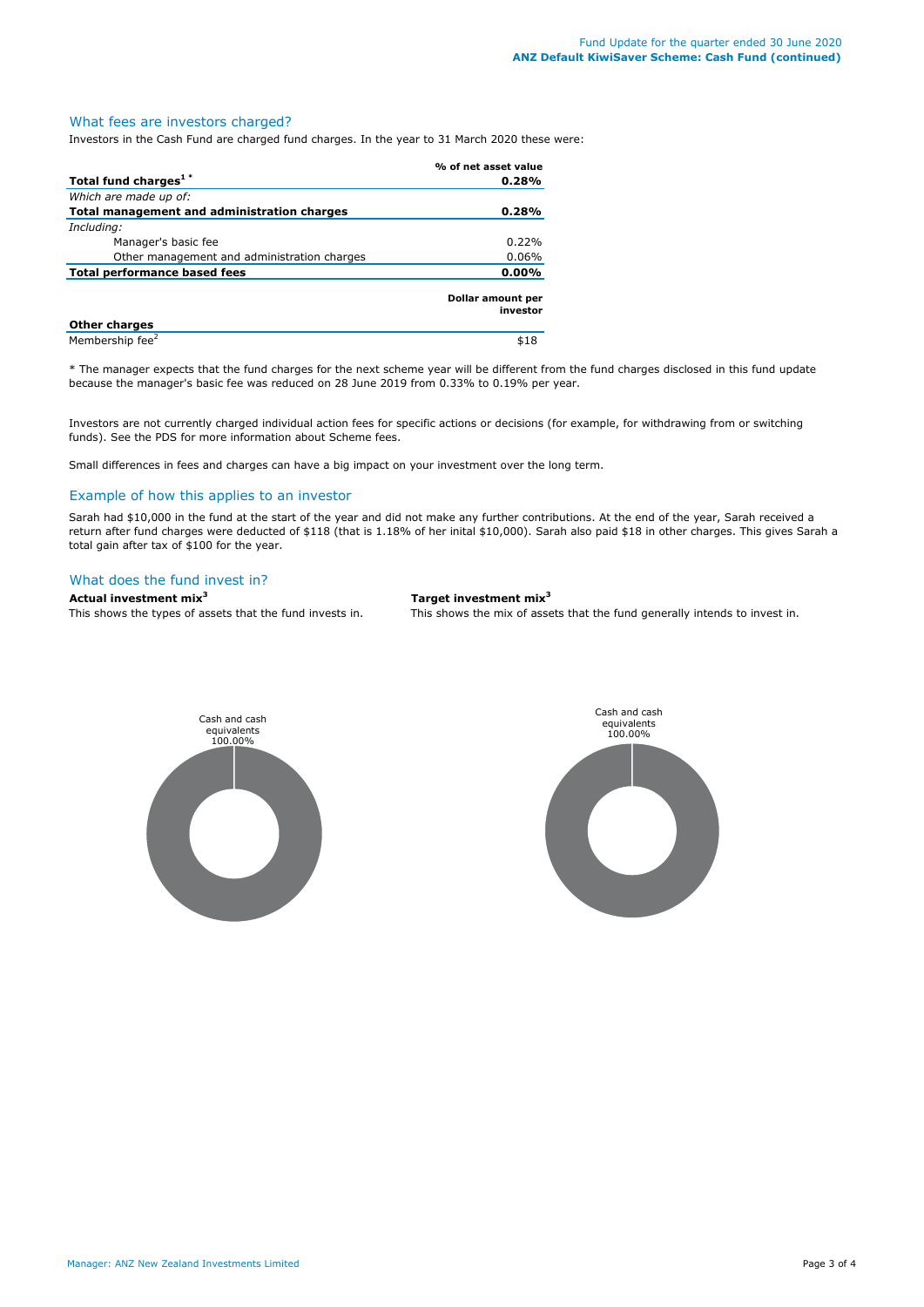## What fees are investors charged?

Investors in the Cash Fund are charged fund charges. In the year to 31 March 2020 these were:

| | % of net asset value |
|---|---|
| **Total fund charges[1] *** | **0.28%** |
| *Which are made up of:* | |
| **Total management and administration charges** | **0.28%** |
| *Including:* | |
| Manager's basic fee | 0.22% |
| Other management and administration charges | 0.06% |
| **Total performance based fees** | **0.00%** |
| | **Dollar amount per investor** |
| **Other charges** | |
| Membership fee[2] | $18 |

* The manager expects that the fund charges for the next scheme year will be different from the fund charges disclosed in this fund update because the manager's basic fee was reduced on 28 June 2019 from 0.33% to 0.19% per year.

Investors are not currently charged individual action fees for specific actions or decisions (for example, for withdrawing from or switching funds). See the PDS for more information about Scheme fees.

Small differences in fees and charges can have a big impact on your investment over the long term.

## Example of how this applies to an investor

Sarah had $10,000 in the fund at the start of the year and did not make any further contributions. At the end of the year, Sarah received a return after fund charges were deducted of $118 (that is 1.18% of her inital $10,000). Sarah also paid $18 in other charges. This gives Sarah a total gain after tax of $100 for the year.

## What does the fund invest in?

**Actual investment mix[3]**

This shows the types of assets that the fund invests in.

Cash and cash equivalents 100.00%

**Target investment mix[3]**

This shows the mix of assets that the fund generally intends to invest in.

Cash and cash equivalents 100.00%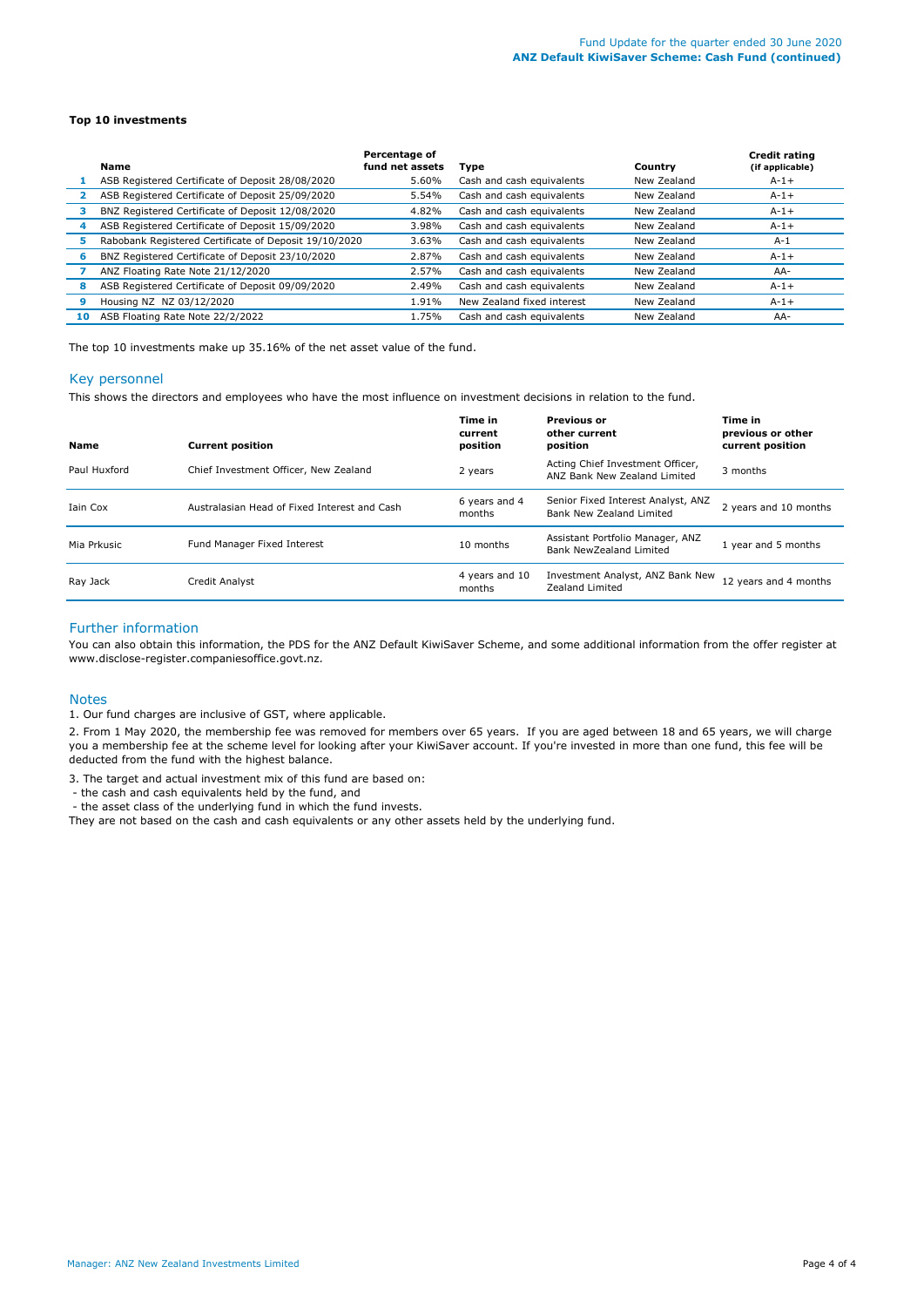### Top 10 investments

| | Name | Percentage of fund net assets | Type | Country | Credit rating (if applicable) |
|---|---|---|---|---|---|
| 1 | ASB Registered Certificate of Deposit 28/08/2020 | 5.60% | Cash and cash equivalents | New Zealand | A-1+ |
| 2 | ASB Registered Certificate of Deposit 25/09/2020 | 5.54% | Cash and cash equivalents | New Zealand | A-1+ |
| 3 | BNZ Registered Certificate of Deposit 12/08/2020 | 4.82% | Cash and cash equivalents | New Zealand | A-1+ |
| 4 | ASB Registered Certificate of Deposit 15/09/2020 | 3.98% | Cash and cash equivalents | New Zealand | A-1+ |
| 5 | Rabobank Registered Certificate of Deposit 19/10/2020 | 3.63% | Cash and cash equivalents | New Zealand | A-1 |
| 6 | BNZ Registered Certificate of Deposit 23/10/2020 | 2.87% | Cash and cash equivalents | New Zealand | A-1+ |
| 7 | ANZ Floating Rate Note 21/12/2020 | 2.57% | Cash and cash equivalents | New Zealand | AA- |
| 8 | ASB Registered Certificate of Deposit 09/09/2020 | 2.49% | Cash and cash equivalents | New Zealand | A-1+ |
| 9 | Housing NZ NZ 03/12/2020 | 1.91% | New Zealand fixed interest | New Zealand | A-1+ |
| 10 | ASB Floating Rate Note 22/2/2022 | 1.75% | Cash and cash equivalents | New Zealand | AA- |

The top 10 investments make up 35.16% of the net asset value of the fund.

## Key personnel

This shows the directors and employees who have the most influence on investment decisions in relation to the fund.

| Name | Current position | Time in current position | Previous or other current position | Time in previous or other current position |
|---|---|---|---|---|
| Paul Huxford | Chief Investment Officer, New Zealand | 2 years | Acting Chief Investment Officer, ANZ Bank New Zealand Limited | 3 months |
| Iain Cox | Australasian Head of Fixed Interest and Cash | 6 years and 4 months | Senior Fixed Interest Analyst, ANZ Bank New Zealand Limited | 2 years and 10 months |
| Mia Prkusic | Fund Manager Fixed Interest | 10 months | Assistant Portfolio Manager, ANZ Bank NewZealand Limited | 1 year and 5 months |
| Ray Jack | Credit Analyst | 4 years and 10 months | Investment Analyst, ANZ Bank New Zealand Limited | 12 years and 4 months |

## Further information

You can also obtain this information, the PDS for the ANZ Default KiwiSaver Scheme, and some additional information from the offer register at www.disclose-register.companiesoffice.govt.nz.

## Notes

1. Our fund charges are inclusive of GST, where applicable.

2. From 1 May 2020, the membership fee was removed for members over 65 years. If you are aged between 18 and 65 years, we will charge you a membership fee at the scheme level for looking after your KiwiSaver account. If you're invested in more than one fund, this fee will be deducted from the fund with the highest balance.

3. The target and actual investment mix of this fund are based on:
- the cash and cash equivalents held by the fund, and
- the asset class of the underlying fund in which the fund invests.

They are not based on the cash and cash equivalents or any other assets held by the underlying fund.